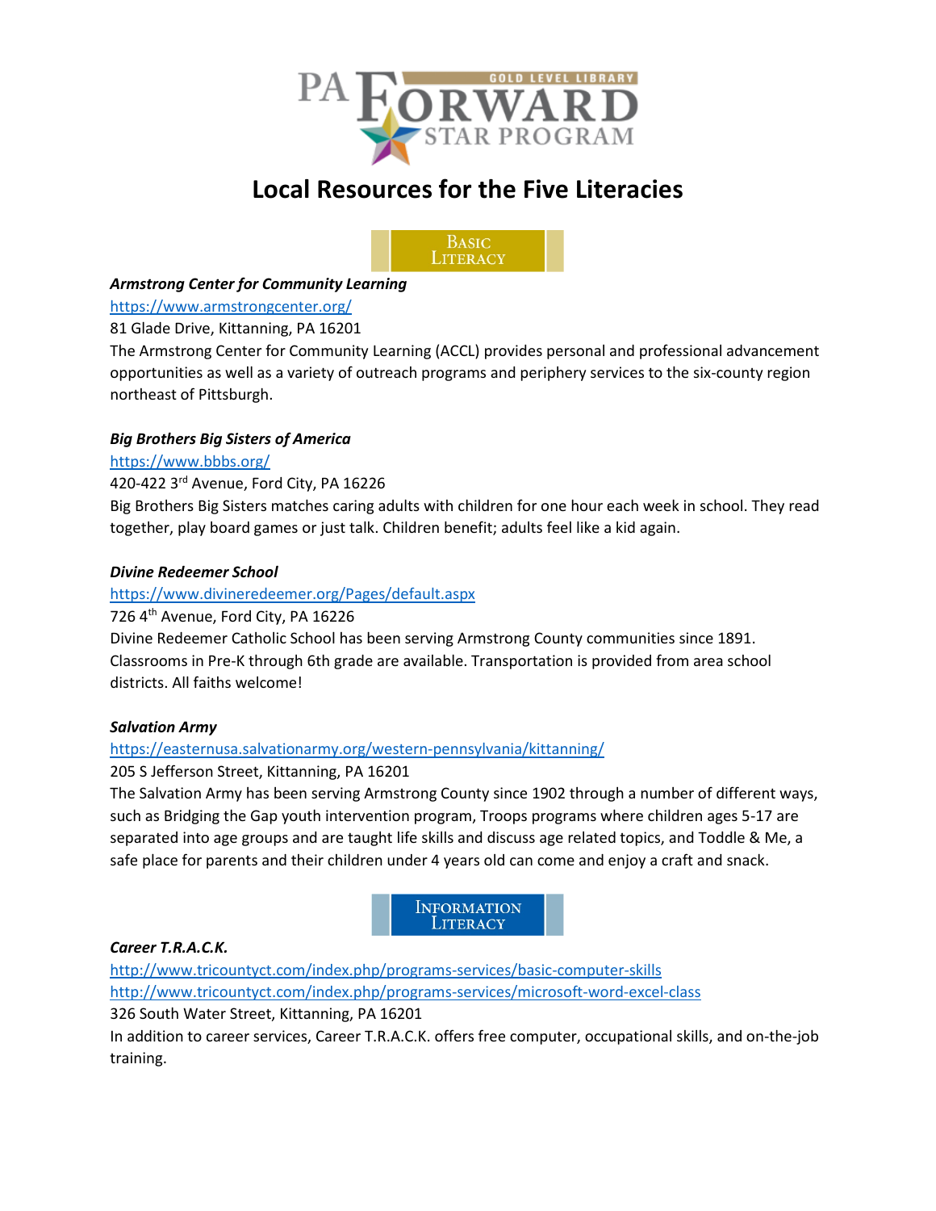PA FORWARD

GOLD LEVEL LIBRARY

STAR PROGRAM

# Local Resources for the Five Literacies

## Basic Literacy

***Armstrong Center for Community Learning***

https://www.armstrongcenter.org/

81 Glade Drive, Kittanning, PA 16201

The Armstrong Center for Community Learning (ACCL) provides personal and professional advancement opportunities as well as a variety of outreach programs and periphery services to the six-county region northeast of Pittsburgh.

***Big Brothers Big Sisters of America***

https://www.bbbs.org/

420-422 3rd Avenue, Ford City, PA 16226

Big Brothers Big Sisters matches caring adults with children for one hour each week in school. They read together, play board games or just talk. Children benefit; adults feel like a kid again.

***Divine Redeemer School***

https://www.divineredeemer.org/Pages/default.aspx

726 4th Avenue, Ford City, PA 16226

Divine Redeemer Catholic School has been serving Armstrong County communities since 1891. Classrooms in Pre-K through 6th grade are available. Transportation is provided from area school districts. All faiths welcome!

***Salvation Army***

https://easternusa.salvationarmy.org/western-pennsylvania/kittanning/

205 S Jefferson Street, Kittanning, PA 16201

The Salvation Army has been serving Armstrong County since 1902 through a number of different ways, such as Bridging the Gap youth intervention program, Troops programs where children ages 5-17 are separated into age groups and are taught life skills and discuss age related topics, and Toddle & Me, a safe place for parents and their children under 4 years old can come and enjoy a craft and snack.

## Information Literacy

***Career T.R.A.C.K.***

http://www.tricountyct.com/index.php/programs-services/basic-computer-skills

http://www.tricountyct.com/index.php/programs-services/microsoft-word-excel-class

326 South Water Street, Kittanning, PA 16201

In addition to career services, Career T.R.A.C.K. offers free computer, occupational skills, and on-the-job training.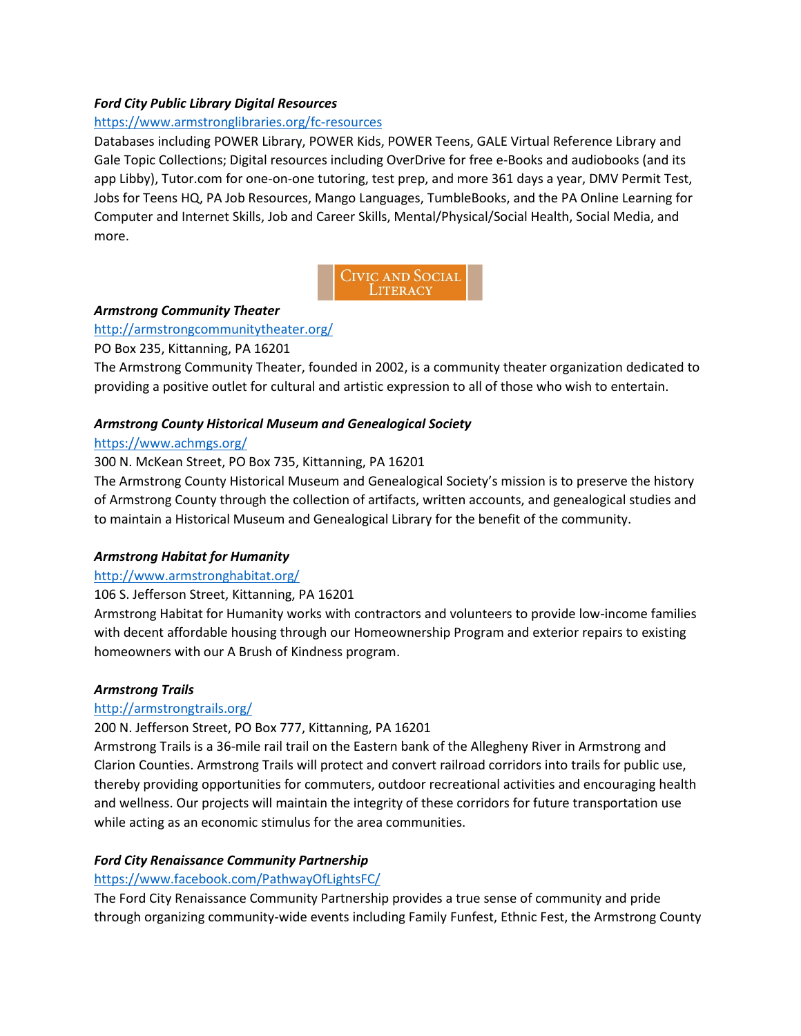***Ford City Public Library Digital Resources***

https://www.armstronglibraries.org/fc-resources

Databases including POWER Library, POWER Kids, POWER Teens, GALE Virtual Reference Library and Gale Topic Collections; Digital resources including OverDrive for free e-Books and audiobooks (and its app Libby), Tutor.com for one-on-one tutoring, test prep, and more 361 days a year, DMV Permit Test, Jobs for Teens HQ, PA Job Resources, Mango Languages, TumbleBooks, and the PA Online Learning for Computer and Internet Skills, Job and Career Skills, Mental/Physical/Social Health, Social Media, and more.

## Civic and Social Literacy

***Armstrong Community Theater***

http://armstrongcommunitytheater.org/

PO Box 235, Kittanning, PA 16201

The Armstrong Community Theater, founded in 2002, is a community theater organization dedicated to providing a positive outlet for cultural and artistic expression to all of those who wish to entertain.

***Armstrong County Historical Museum and Genealogical Society***

https://www.achmgs.org/

300 N. McKean Street, PO Box 735, Kittanning, PA 16201

The Armstrong County Historical Museum and Genealogical Society's mission is to preserve the history of Armstrong County through the collection of artifacts, written accounts, and genealogical studies and to maintain a Historical Museum and Genealogical Library for the benefit of the community.

***Armstrong Habitat for Humanity***

http://www.armstronghabitat.org/

106 S. Jefferson Street, Kittanning, PA 16201

Armstrong Habitat for Humanity works with contractors and volunteers to provide low-income families with decent affordable housing through our Homeownership Program and exterior repairs to existing homeowners with our A Brush of Kindness program.

***Armstrong Trails***

http://armstrongtrails.org/

200 N. Jefferson Street, PO Box 777, Kittanning, PA 16201

Armstrong Trails is a 36-mile rail trail on the Eastern bank of the Allegheny River in Armstrong and Clarion Counties. Armstrong Trails will protect and convert railroad corridors into trails for public use, thereby providing opportunities for commuters, outdoor recreational activities and encouraging health and wellness. Our projects will maintain the integrity of these corridors for future transportation use while acting as an economic stimulus for the area communities.

***Ford City Renaissance Community Partnership***

https://www.facebook.com/PathwayOfLightsFC/

The Ford City Renaissance Community Partnership provides a true sense of community and pride through organizing community-wide events including Family Funfest, Ethnic Fest, the Armstrong County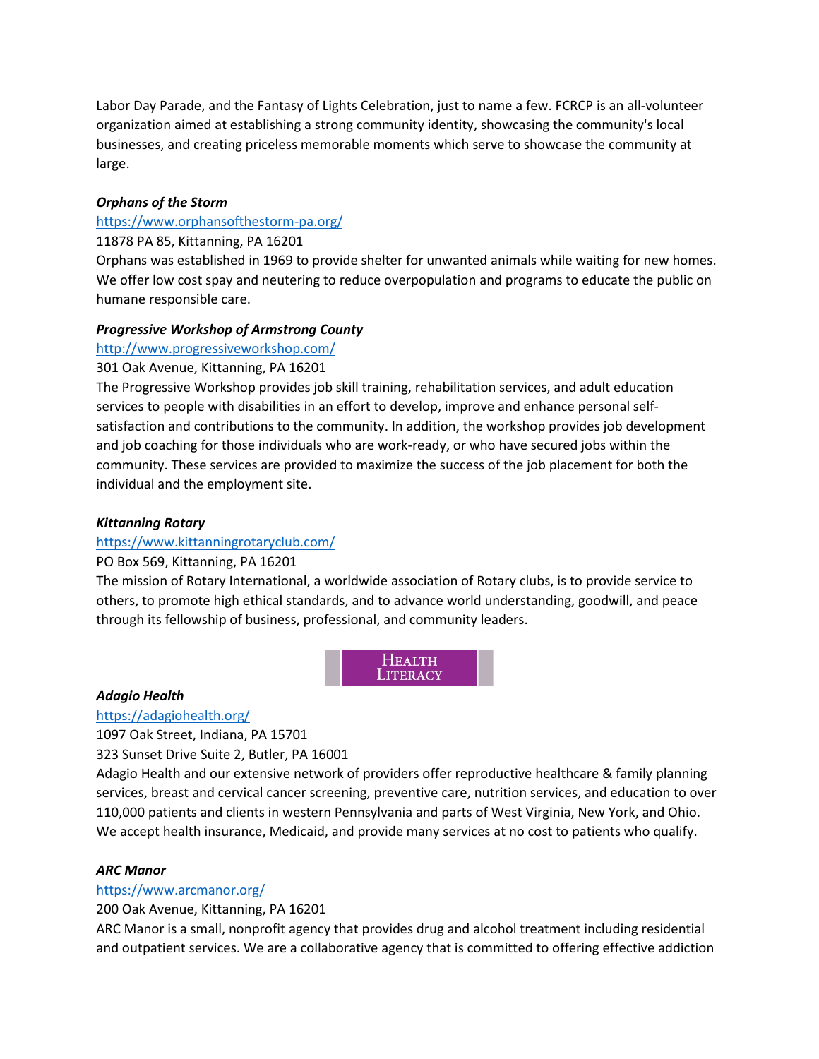Labor Day Parade, and the Fantasy of Lights Celebration, just to name a few. FCRCP is an all-volunteer organization aimed at establishing a strong community identity, showcasing the community's local businesses, and creating priceless memorable moments which serve to showcase the community at large.

***Orphans of the Storm***

https://www.orphansofthestorm-pa.org/

11878 PA 85, Kittanning, PA 16201

Orphans was established in 1969 to provide shelter for unwanted animals while waiting for new homes. We offer low cost spay and neutering to reduce overpopulation and programs to educate the public on humane responsible care.

***Progressive Workshop of Armstrong County***

http://www.progressiveworkshop.com/

301 Oak Avenue, Kittanning, PA 16201

The Progressive Workshop provides job skill training, rehabilitation services, and adult education services to people with disabilities in an effort to develop, improve and enhance personal self-satisfaction and contributions to the community. In addition, the workshop provides job development and job coaching for those individuals who are work-ready, or who have secured jobs within the community. These services are provided to maximize the success of the job placement for both the individual and the employment site.

***Kittanning Rotary***

https://www.kittanningrotaryclub.com/

PO Box 569, Kittanning, PA 16201

The mission of Rotary International, a worldwide association of Rotary clubs, is to provide service to others, to promote high ethical standards, and to advance world understanding, goodwill, and peace through its fellowship of business, professional, and community leaders.

## Health Literacy

***Adagio Health***

https://adagiohealth.org/

1097 Oak Street, Indiana, PA 15701

323 Sunset Drive Suite 2, Butler, PA 16001

Adagio Health and our extensive network of providers offer reproductive healthcare & family planning services, breast and cervical cancer screening, preventive care, nutrition services, and education to over 110,000 patients and clients in western Pennsylvania and parts of West Virginia, New York, and Ohio. We accept health insurance, Medicaid, and provide many services at no cost to patients who qualify.

***ARC Manor***

https://www.arcmanor.org/

200 Oak Avenue, Kittanning, PA 16201

ARC Manor is a small, nonprofit agency that provides drug and alcohol treatment including residential and outpatient services. We are a collaborative agency that is committed to offering effective addiction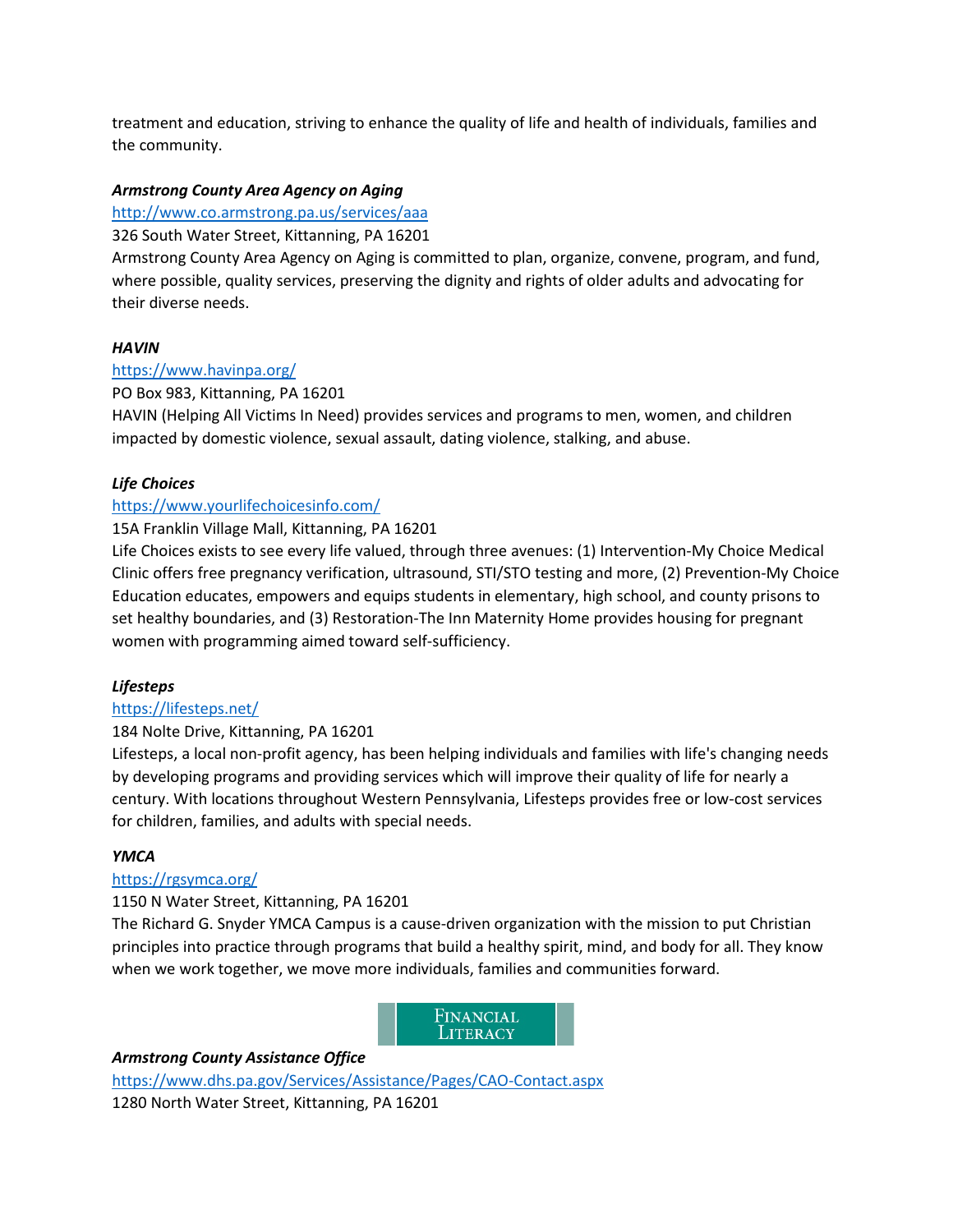treatment and education, striving to enhance the quality of life and health of individuals, families and the community.

***Armstrong County Area Agency on Aging***

http://www.co.armstrong.pa.us/services/aaa

326 South Water Street, Kittanning, PA 16201

Armstrong County Area Agency on Aging is committed to plan, organize, convene, program, and fund, where possible, quality services, preserving the dignity and rights of older adults and advocating for their diverse needs.

***HAVIN***

https://www.havinpa.org/

PO Box 983, Kittanning, PA 16201

HAVIN (Helping All Victims In Need) provides services and programs to men, women, and children impacted by domestic violence, sexual assault, dating violence, stalking, and abuse.

***Life Choices***

https://www.yourlifechoicesinfo.com/

15A Franklin Village Mall, Kittanning, PA 16201

Life Choices exists to see every life valued, through three avenues: (1) Intervention-My Choice Medical Clinic offers free pregnancy verification, ultrasound, STI/STO testing and more, (2) Prevention-My Choice Education educates, empowers and equips students in elementary, high school, and county prisons to set healthy boundaries, and (3) Restoration-The Inn Maternity Home provides housing for pregnant women with programming aimed toward self-sufficiency.

***Lifesteps***

https://lifesteps.net/

184 Nolte Drive, Kittanning, PA 16201

Lifesteps, a local non-profit agency, has been helping individuals and families with life's changing needs by developing programs and providing services which will improve their quality of life for nearly a century. With locations throughout Western Pennsylvania, Lifesteps provides free or low-cost services for children, families, and adults with special needs.

***YMCA***

https://rgsymca.org/

1150 N Water Street, Kittanning, PA 16201

The Richard G. Snyder YMCA Campus is a cause-driven organization with the mission to put Christian principles into practice through programs that build a healthy spirit, mind, and body for all. They know when we work together, we move more individuals, families and communities forward.

## Financial Literacy

***Armstrong County Assistance Office***

https://www.dhs.pa.gov/Services/Assistance/Pages/CAO-Contact.aspx

1280 North Water Street, Kittanning, PA 16201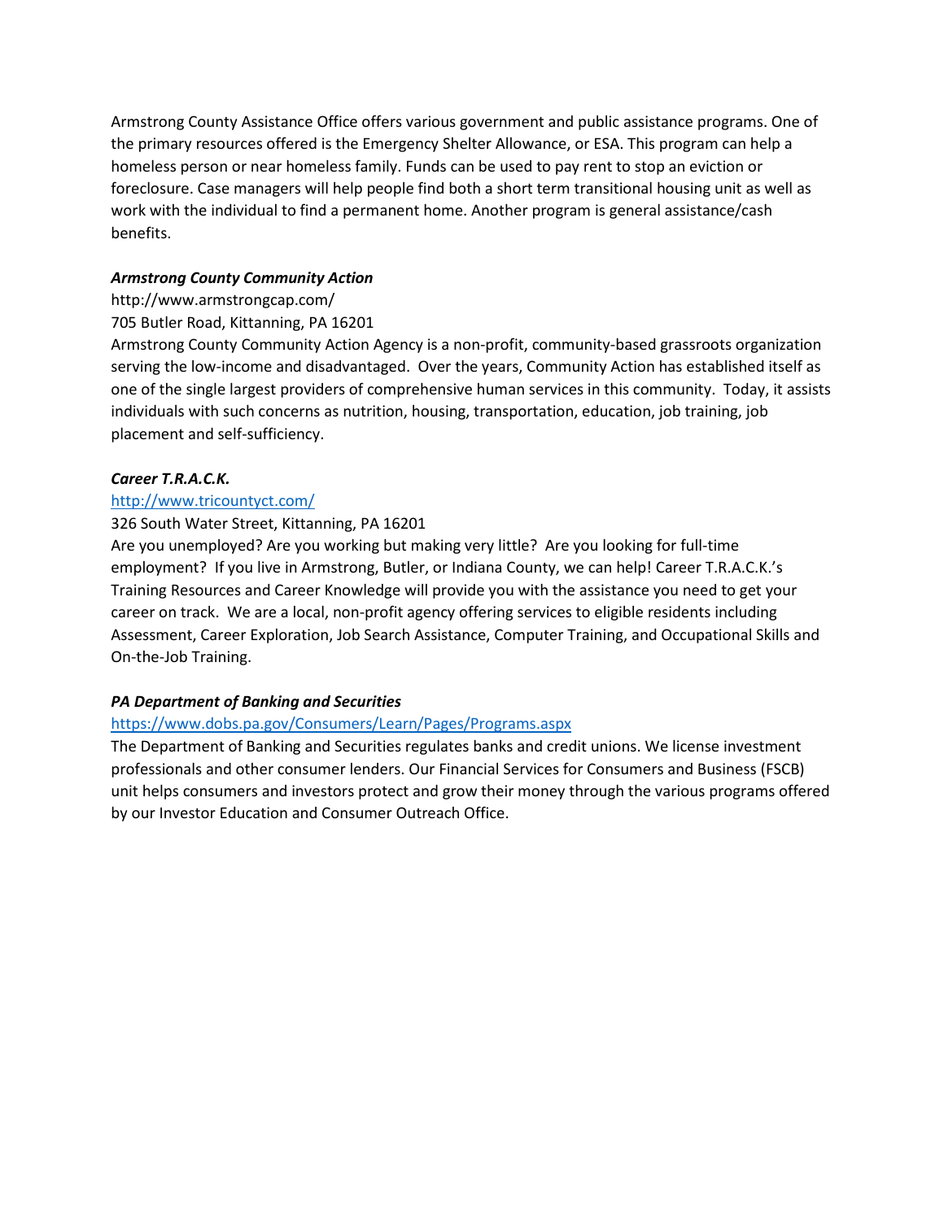Armstrong County Assistance Office offers various government and public assistance programs. One of the primary resources offered is the Emergency Shelter Allowance, or ESA. This program can help a homeless person or near homeless family. Funds can be used to pay rent to stop an eviction or foreclosure. Case managers will help people find both a short term transitional housing unit as well as work with the individual to find a permanent home. Another program is general assistance/cash benefits.

***Armstrong County Community Action***

http://www.armstrongcap.com/

705 Butler Road, Kittanning, PA 16201

Armstrong County Community Action Agency is a non-profit, community-based grassroots organization serving the low-income and disadvantaged. Over the years, Community Action has established itself as one of the single largest providers of comprehensive human services in this community. Today, it assists individuals with such concerns as nutrition, housing, transportation, education, job training, job placement and self-sufficiency.

***Career T.R.A.C.K.***

http://www.tricountyct.com/

326 South Water Street, Kittanning, PA 16201

Are you unemployed? Are you working but making very little? Are you looking for full-time employment? If you live in Armstrong, Butler, or Indiana County, we can help! Career T.R.A.C.K.'s Training Resources and Career Knowledge will provide you with the assistance you need to get your career on track. We are a local, non-profit agency offering services to eligible residents including Assessment, Career Exploration, Job Search Assistance, Computer Training, and Occupational Skills and On-the-Job Training.

***PA Department of Banking and Securities***

https://www.dobs.pa.gov/Consumers/Learn/Pages/Programs.aspx

The Department of Banking and Securities regulates banks and credit unions. We license investment professionals and other consumer lenders. Our Financial Services for Consumers and Business (FSCB) unit helps consumers and investors protect and grow their money through the various programs offered by our Investor Education and Consumer Outreach Office.